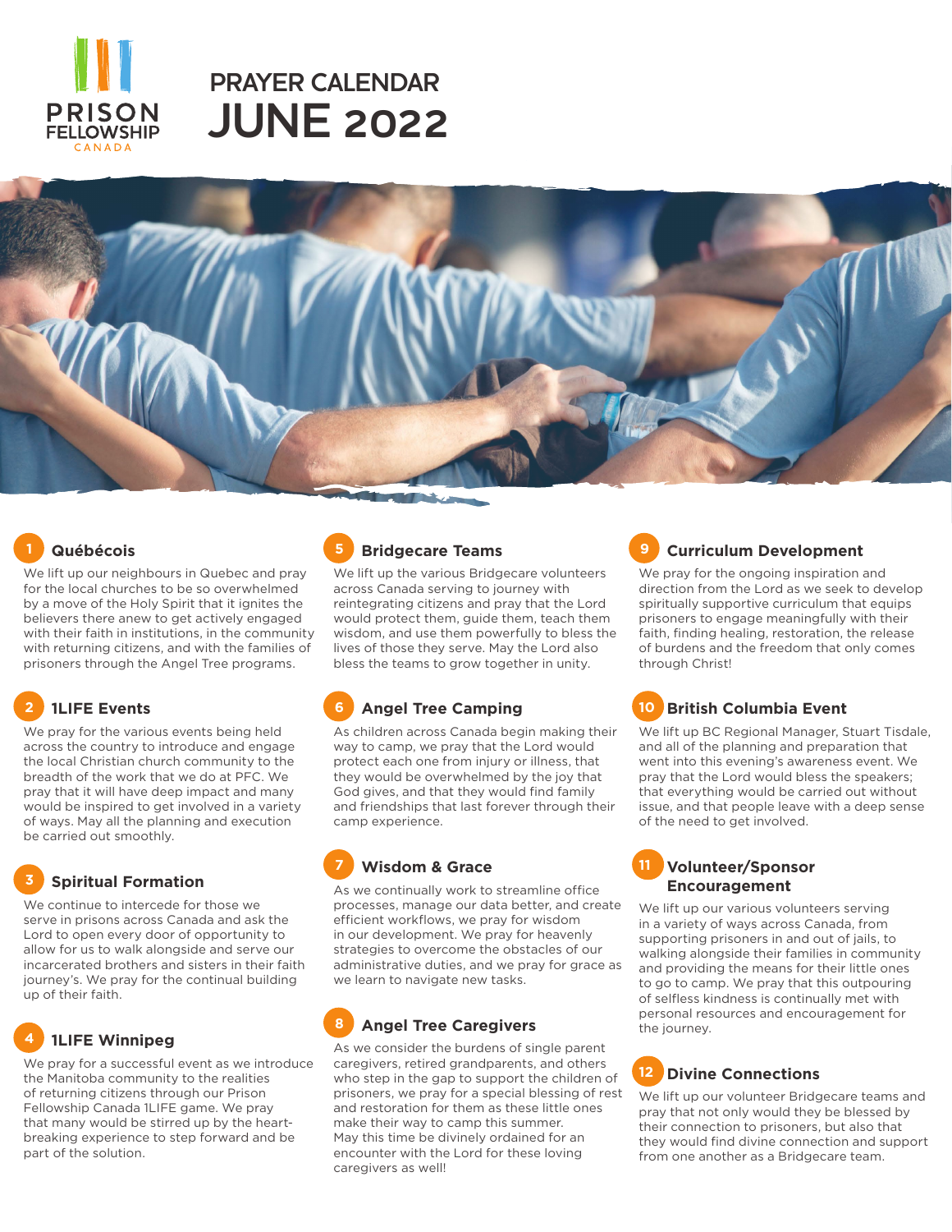PRISON FELLOWSHIP CANADA

# PRAYER CALENDAR JUNE 2022

### 1 Québécois

We lift up our neighbours in Quebec and pray for the local churches to be so overwhelmed by a move of the Holy Spirit that it ignites the believers there anew to get actively engaged with their faith in institutions, in the community with returning citizens, and with the families of prisoners through the Angel Tree programs.

### 2 1LIFE Events

We pray for the various events being held across the country to introduce and engage the local Christian church community to the breadth of the work that we do at PFC. We pray that it will have deep impact and many would be inspired to get involved in a variety of ways. May all the planning and execution be carried out smoothly.

### 3 Spiritual Formation

We continue to intercede for those we serve in prisons across Canada and ask the Lord to open every door of opportunity to allow for us to walk alongside and serve our incarcerated brothers and sisters in their faith journey's. We pray for the continual building up of their faith.

### 4 1LIFE Winnipeg

We pray for a successful event as we introduce the Manitoba community to the realities of returning citizens through our Prison Fellowship Canada 1LIFE game. We pray that many would be stirred up by the heart-breaking experience to step forward and be part of the solution.

### 5 Bridgecare Teams

We lift up the various Bridgecare volunteers across Canada serving to journey with reintegrating citizens and pray that the Lord would protect them, guide them, teach them wisdom, and use them powerfully to bless the lives of those they serve. May the Lord also bless the teams to grow together in unity.

### 6 Angel Tree Camping

As children across Canada begin making their way to camp, we pray that the Lord would protect each one from injury or illness, that they would be overwhelmed by the joy that God gives, and that they would find family and friendships that last forever through their camp experience.

### 7 Wisdom & Grace

As we continually work to streamline office processes, manage our data better, and create efficient workflows, we pray for wisdom in our development. We pray for heavenly strategies to overcome the obstacles of our administrative duties, and we pray for grace as we learn to navigate new tasks.

### 8 Angel Tree Caregivers

As we consider the burdens of single parent caregivers, retired grandparents, and others who step in the gap to support the children of prisoners, we pray for a special blessing of rest and restoration for them as these little ones make their way to camp this summer. May this time be divinely ordained for an encounter with the Lord for these loving caregivers as well!

### 9 Curriculum Development

We pray for the ongoing inspiration and direction from the Lord as we seek to develop spiritually supportive curriculum that equips prisoners to engage meaningfully with their faith, finding healing, restoration, the release of burdens and the freedom that only comes through Christ!

### 10 British Columbia Event

We lift up BC Regional Manager, Stuart Tisdale, and all of the planning and preparation that went into this evening's awareness event. We pray that the Lord would bless the speakers; that everything would be carried out without issue, and that people leave with a deep sense of the need to get involved.

### 11 Volunteer/Sponsor Encouragement

We lift up our various volunteers serving in a variety of ways across Canada, from supporting prisoners in and out of jails, to walking alongside their families in community and providing the means for their little ones to go to camp. We pray that this outpouring of selfless kindness is continually met with personal resources and encouragement for the journey.

### 12 Divine Connections

We lift up our volunteer Bridgecare teams and pray that not only would they be blessed by their connection to prisoners, but also that they would find divine connection and support from one another as a Bridgecare team.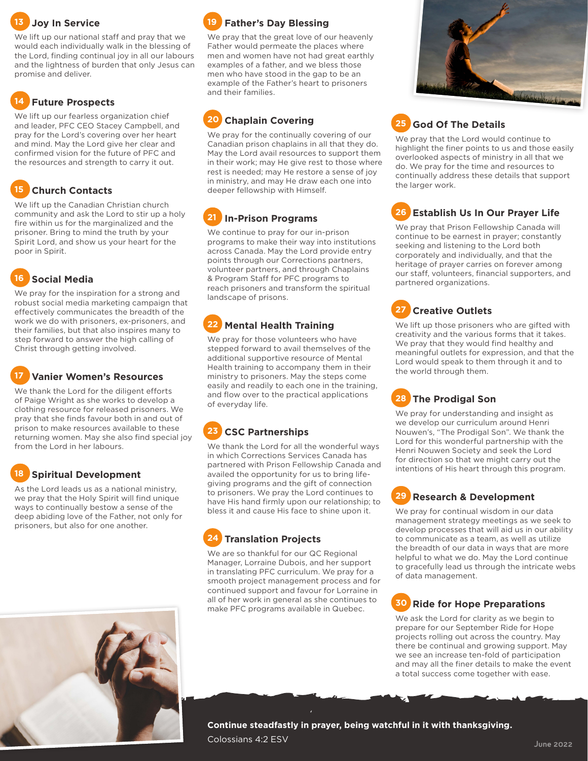## 13 Joy In Service

We lift up our national staff and pray that we would each individually walk in the blessing of the Lord, finding continual joy in all our labours and the lightness of burden that only Jesus can promise and deliver.

## 14 Future Prospects

We lift up our fearless organization chief and leader, PFC CEO Stacey Campbell, and pray for the Lord's covering over her heart and mind. May the Lord give her clear and confirmed vision for the future of PFC and the resources and strength to carry it out.

## 15 Church Contacts

We lift up the Canadian Christian church community and ask the Lord to stir up a holy fire within us for the marginalized and the prisoner. Bring to mind the truth by your Spirit Lord, and show us your heart for the poor in Spirit.

## 16 Social Media

We pray for the inspiration for a strong and robust social media marketing campaign that effectively communicates the breadth of the work we do with prisoners, ex-prisoners, and their families, but that also inspires many to step forward to answer the high calling of Christ through getting involved.

## 17 Vanier Women's Resources

We thank the Lord for the diligent efforts of Paige Wright as she works to develop a clothing resource for released prisoners. We pray that she finds favour both in and out of prison to make resources available to these returning women. May she also find special joy from the Lord in her labours.

## 18 Spiritual Development

As the Lord leads us as a national ministry, we pray that the Holy Spirit will find unique ways to continually bestow a sense of the deep abiding love of the Father, not only for prisoners, but also for one another.

## 19 Father's Day Blessing

We pray that the great love of our heavenly Father would permeate the places where men and women have not had great earthly examples of a father, and we bless those men who have stood in the gap to be an example of the Father's heart to prisoners and their families.

## 20 Chaplain Covering

We pray for the continually covering of our Canadian prison chaplains in all that they do. May the Lord avail resources to support them in their work; may He give rest to those where rest is needed; may He restore a sense of joy in ministry, and may He draw each one into deeper fellowship with Himself.

## 21 In-Prison Programs

We continue to pray for our in-prison programs to make their way into institutions across Canada. May the Lord provide entry points through our Corrections partners, volunteer partners, and through Chaplains & Program Staff for PFC programs to reach prisoners and transform the spiritual landscape of prisons.

## 22 Mental Health Training

We pray for those volunteers who have stepped forward to avail themselves of the additional supportive resource of Mental Health training to accompany them in their ministry to prisoners. May the steps come easily and readily to each one in the training, and flow over to the practical applications of everyday life.

## 23 CSC Partnerships

We thank the Lord for all the wonderful ways in which Corrections Services Canada has partnered with Prison Fellowship Canada and availed the opportunity for us to bring life-giving programs and the gift of connection to prisoners. We pray the Lord continues to have His hand firmly upon our relationship; to bless it and cause His face to shine upon it.

## 24 Translation Projects

We are so thankful for our QC Regional Manager, Lorraine Dubois, and her support in translating PFC curriculum. We pray for a smooth project management process and for continued support and favour for Lorraine in all of her work in general as she continues to make PFC programs available in Quebec.

## 25 God Of The Details

We pray that the Lord would continue to highlight the finer points to us and those easily overlooked aspects of ministry in all that we do. We pray for the time and resources to continually address these details that support the larger work.

## 26 Establish Us In Our Prayer Life

We pray that Prison Fellowship Canada will continue to be earnest in prayer; constantly seeking and listening to the Lord both corporately and individually, and that the heritage of prayer carries on forever among our staff, volunteers, financial supporters, and partnered organizations.

## 27 Creative Outlets

We lift up those prisoners who are gifted with creativity and the various forms that it takes. We pray that they would find healthy and meaningful outlets for expression, and that the Lord would speak to them through it and to the world through them.

## 28 The Prodigal Son

We pray for understanding and insight as we develop our curriculum around Henri Nouwen's, "The Prodigal Son". We thank the Lord for this wonderful partnership with the Henri Nouwen Society and seek the Lord for direction so that we might carry out the intentions of His heart through this program.

## 29 Research & Development

We pray for continual wisdom in our data management strategy meetings as we seek to develop processes that will aid us in our ability to communicate as a team, as well as utilize the breadth of our data in ways that are more helpful to what we do. May the Lord continue to gracefully lead us through the intricate webs of data management.

## 30 Ride for Hope Preparations

We ask the Lord for clarity as we begin to prepare for our September Ride for Hope projects rolling out across the country. May there be continual and growing support. May we see an increase ten-fold of participation and may all the finer details to make the event a total success come together with ease.

**Continue steadfastly in prayer, being watchful in it with thanksgiving.**
Colossians 4:2 ESV

June 2022